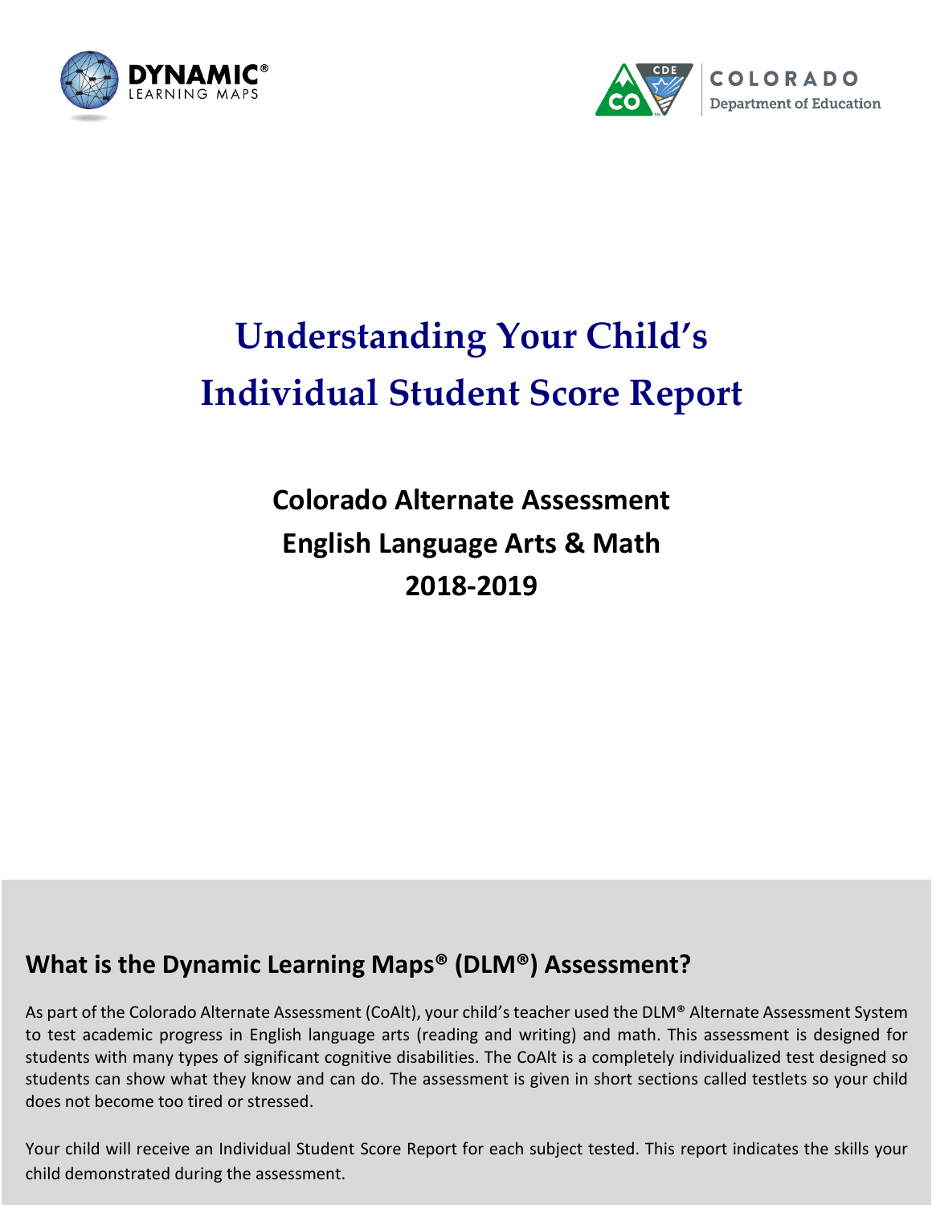DYNAMIC® LEARNING MAPS

COLORADO Department of Education

# Understanding Your Child's Individual Student Score Report

**Colorado Alternate Assessment**
**English Language Arts & Math**
**2018-2019**

## What is the Dynamic Learning Maps® (DLM®) Assessment?

As part of the Colorado Alternate Assessment (CoAlt), your child's teacher used the DLM® Alternate Assessment System to test academic progress in English language arts (reading and writing) and math. This assessment is designed for students with many types of significant cognitive disabilities. The CoAlt is a completely individualized test designed so students can show what they know and can do. The assessment is given in short sections called testlets so your child does not become too tired or stressed.

Your child will receive an Individual Student Score Report for each subject tested. This report indicates the skills your child demonstrated during the assessment.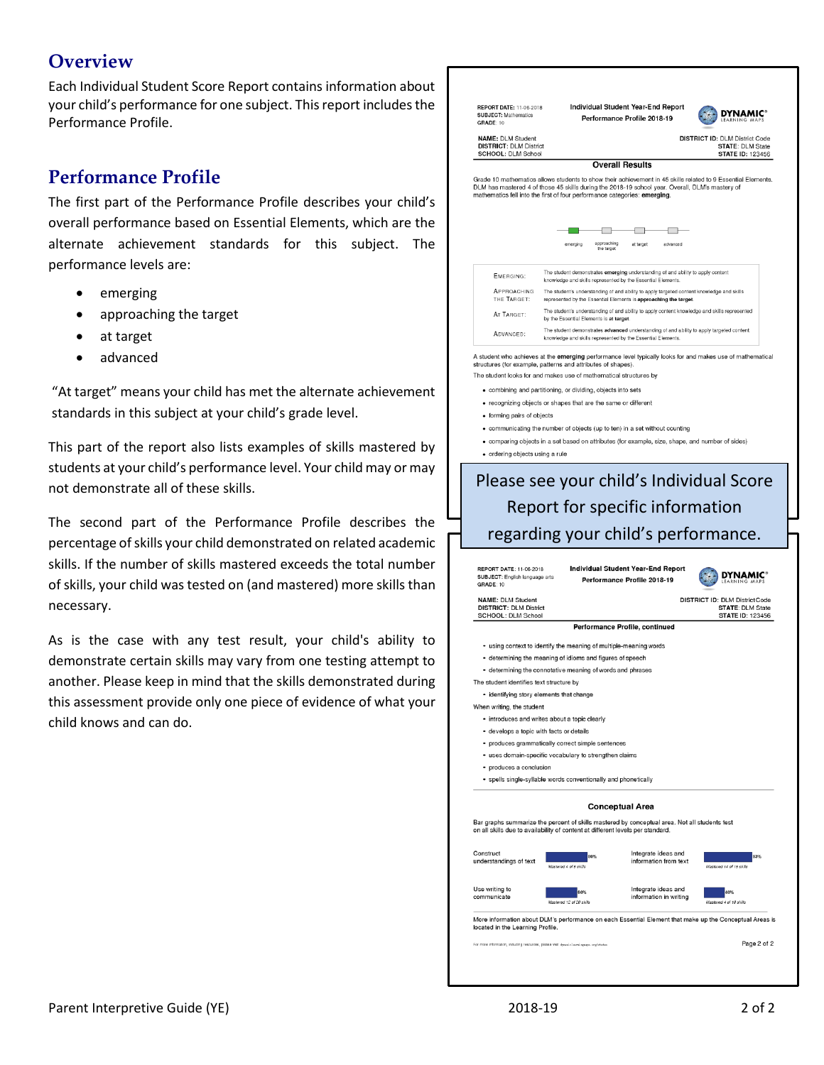## Overview

Each Individual Student Score Report contains information about your child's performance for one subject. This report includes the Performance Profile.

## Performance Profile

The first part of the Performance Profile describes your child's overall performance based on Essential Elements, which are the alternate achievement standards for this subject. The performance levels are:

- emerging
- approaching the target
- at target
- advanced

"At target" means your child has met the alternate achievement standards in this subject at your child's grade level.

This part of the report also lists examples of skills mastered by students at your child's performance level. Your child may or may not demonstrate all of these skills.

The second part of the Performance Profile describes the percentage of skills your child demonstrated on related academic skills. If the number of skills mastered exceeds the total number of skills, your child was tested on (and mastered) more skills than necessary.

As is the case with any test result, your child's ability to demonstrate certain skills may vary from one testing attempt to another. Please keep in mind that the skills demonstrated during this assessment provide only one piece of evidence of what your child knows and can do.

---

REPORT DATE: 11-06-2018
SUBJECT: Mathematics
GRADE: 10

**Individual Student Year-End Report**
Performance Profile 2018-19

DYNAMIC LEARNING MAPS

NAME: DLM Student
DISTRICT: DLM District
SCHOOL: DLM School

DISTRICT ID: DLM District Code
STATE: DLM State
STATE ID: 123456

**Overall Results**

Grade 10 mathematics allows students to show their achievement in 45 skills related to 9 Essential Elements. DLM has mastered 4 of those 45 skills during the 2018-19 school year. Overall, DLM's mastery of mathematics fell into the first of four performance categories: **emerging**.

emerging
approaching the target
at target
advanced

| | |
|---|---|
| EMERGING: | The student demonstrates **emerging** understanding of and ability to apply content knowledge and skills represented by the Essential Elements. |
| APPROACHING THE TARGET: | The student's understanding of and ability to apply targeted content knowledge and skills represented by the Essential Elements is **approaching the target**. |
| AT TARGET: | The student's understanding of and ability to apply content knowledge and skills represented by the Essential Elements is **at target**. |
| ADVANCED: | The student demonstrates **advanced** understanding of and ability to apply targeted content knowledge and skills represented by the Essential Elements. |

A student who achieves at the **emerging** performance level typically looks for and makes use of mathematical structures (for example, patterns and attributes of shapes).

The student looks for and makes use of mathematical structures by

- combining and partitioning, or dividing, objects into sets
- recognizing objects or shapes that are the same or different
- forming pairs of objects
- communicating the number of objects (up to ten) in a set without counting
- comparing objects in a set based on attributes (for example, size, shape, and number of sides)
- ordering objects using a rule

Please see your child's Individual Score Report for specific information regarding your child's performance.

REPORT DATE: 11-06-2018
SUBJECT: English language arts
GRADE: 10

**Individual Student Year-End Report**
Performance Profile 2018-19

DYNAMIC LEARNING MAPS

NAME: DLM Student
DISTRICT: DLM District
SCHOOL: DLM School

DISTRICT ID: DLM District Code
STATE: DLM State
STATE ID: 123456

**Performance Profile, continued**

- using context to identify the meaning of multiple-meaning words
- determining the meaning of idioms and figures of speech
- determining the connotative meaning of words and phrases

The student identifies text structure by

- identifying story elements that change

When writing, the student

- introduces and writes about a topic clearly
- develops a topic with facts or details
- produces grammatically correct simple sentences
- uses domain-specific vocabulary to strengthen claims
- produces a conclusion
- spells single-syllable words conventionally and phonetically

**Conceptual Area**

Bar graphs summarize the percent of skills mastered by conceptual area. Not all students test on all skills due to availability of content at different levels per standard.

Construct understandings of text
80%
Mastered 4 of 5 skills

Integrate ideas and information from text
93%
Mastered 14 of 15 skills

Use writing to communicate
60%
Mastered 12 of 20 skills

Integrate ideas and information in writing
40%
Mastered 4 of 10 skills

More information about DLM's performance on each Essential Element that make up the Conceptual Areas is located in the Learning Profile.

For more information, including resources, please visit dynamiclearningmaps.org/states

Page 2 of 2

Parent Interpretive Guide (YE) 2018-19